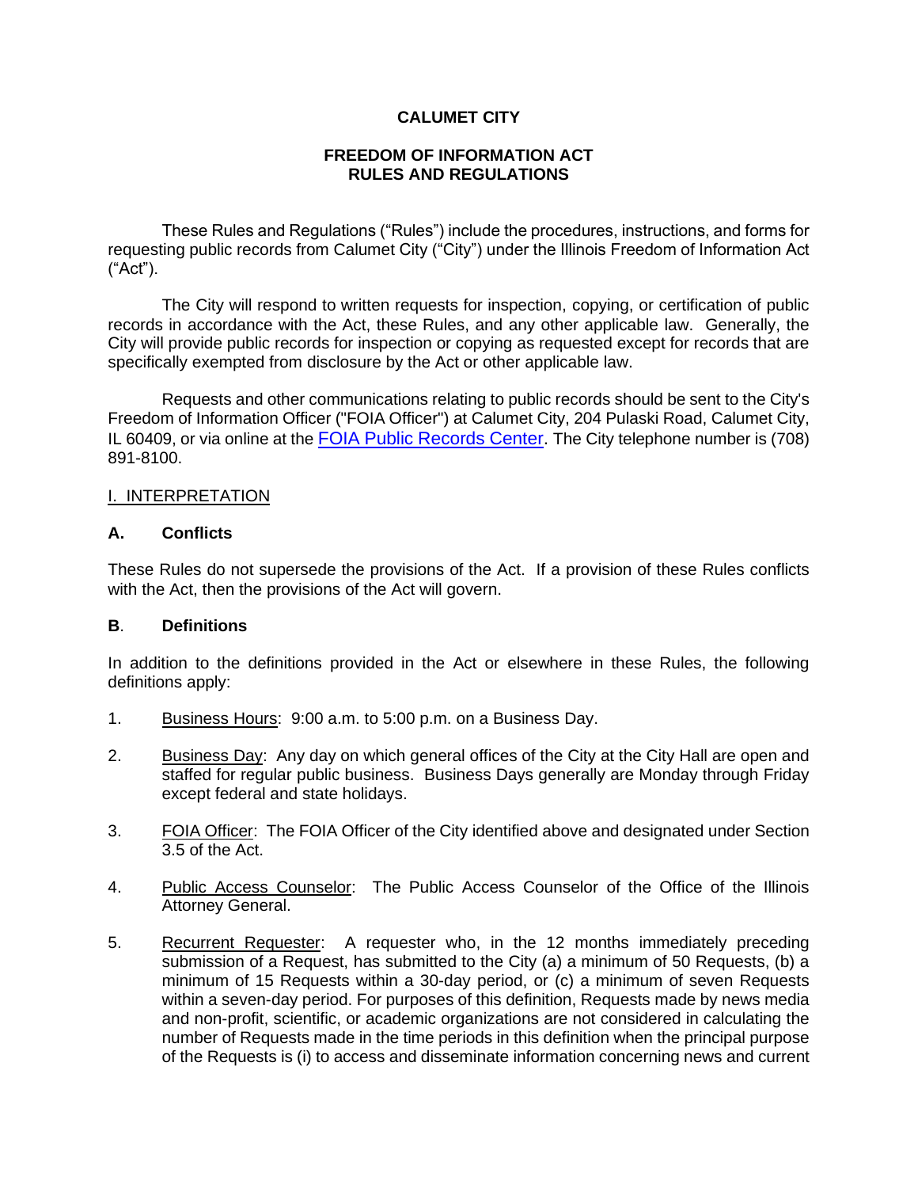# CALUMET CITY

## FREEDOM OF INFORMATION ACT RULES AND REGULATIONS

These Rules and Regulations ("Rules") include the procedures, instructions, and forms for requesting public records from Calumet City ("City") under the Illinois Freedom of Information Act ("Act").

The City will respond to written requests for inspection, copying, or certification of public records in accordance with the Act, these Rules, and any other applicable law. Generally, the City will provide public records for inspection or copying as requested except for records that are specifically exempted from disclosure by the Act or other applicable law.

Requests and other communications relating to public records should be sent to the City's Freedom of Information Officer ("FOIA Officer") at Calumet City, 204 Pulaski Road, Calumet City, IL 60409, or via online at the FOIA Public Records Center. The City telephone number is (708) 891-8100.

## I. INTERPRETATION

### A. Conflicts

These Rules do not supersede the provisions of the Act. If a provision of these Rules conflicts with the Act, then the provisions of the Act will govern.

### B. Definitions

In addition to the definitions provided in the Act or elsewhere in these Rules, the following definitions apply:

1. Business Hours: 9:00 a.m. to 5:00 p.m. on a Business Day.

2. Business Day: Any day on which general offices of the City at the City Hall are open and staffed for regular public business. Business Days generally are Monday through Friday except federal and state holidays.

3. FOIA Officer: The FOIA Officer of the City identified above and designated under Section 3.5 of the Act.

4. Public Access Counselor: The Public Access Counselor of the Office of the Illinois Attorney General.

5. Recurrent Requester: A requester who, in the 12 months immediately preceding submission of a Request, has submitted to the City (a) a minimum of 50 Requests, (b) a minimum of 15 Requests within a 30-day period, or (c) a minimum of seven Requests within a seven-day period. For purposes of this definition, Requests made by news media and non-profit, scientific, or academic organizations are not considered in calculating the number of Requests made in the time periods in this definition when the principal purpose of the Requests is (i) to access and disseminate information concerning news and current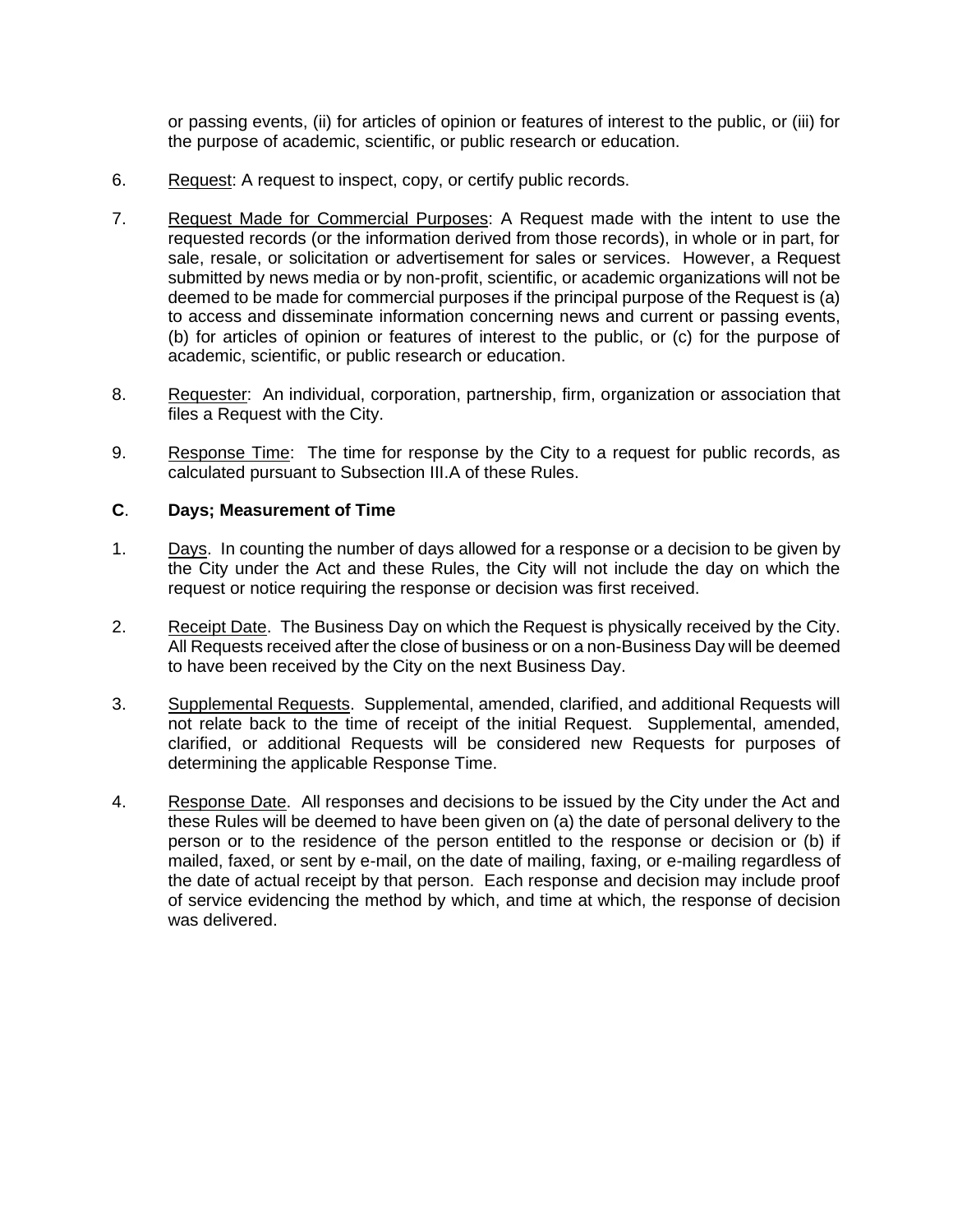or passing events, (ii) for articles of opinion or features of interest to the public, or (iii) for the purpose of academic, scientific, or public research or education.

6. Request: A request to inspect, copy, or certify public records.

7. Request Made for Commercial Purposes: A Request made with the intent to use the requested records (or the information derived from those records), in whole or in part, for sale, resale, or solicitation or advertisement for sales or services. However, a Request submitted by news media or by non-profit, scientific, or academic organizations will not be deemed to be made for commercial purposes if the principal purpose of the Request is (a) to access and disseminate information concerning news and current or passing events, (b) for articles of opinion or features of interest to the public, or (c) for the purpose of academic, scientific, or public research or education.

8. Requester: An individual, corporation, partnership, firm, organization or association that files a Request with the City.

9. Response Time: The time for response by the City to a request for public records, as calculated pursuant to Subsection III.A of these Rules.

**C. Days; Measurement of Time**

1. Days. In counting the number of days allowed for a response or a decision to be given by the City under the Act and these Rules, the City will not include the day on which the request or notice requiring the response or decision was first received.

2. Receipt Date. The Business Day on which the Request is physically received by the City. All Requests received after the close of business or on a non-Business Day will be deemed to have been received by the City on the next Business Day.

3. Supplemental Requests. Supplemental, amended, clarified, and additional Requests will not relate back to the time of receipt of the initial Request. Supplemental, amended, clarified, or additional Requests will be considered new Requests for purposes of determining the applicable Response Time.

4. Response Date. All responses and decisions to be issued by the City under the Act and these Rules will be deemed to have been given on (a) the date of personal delivery to the person or to the residence of the person entitled to the response or decision or (b) if mailed, faxed, or sent by e-mail, on the date of mailing, faxing, or e-mailing regardless of the date of actual receipt by that person. Each response and decision may include proof of service evidencing the method by which, and time at which, the response of decision was delivered.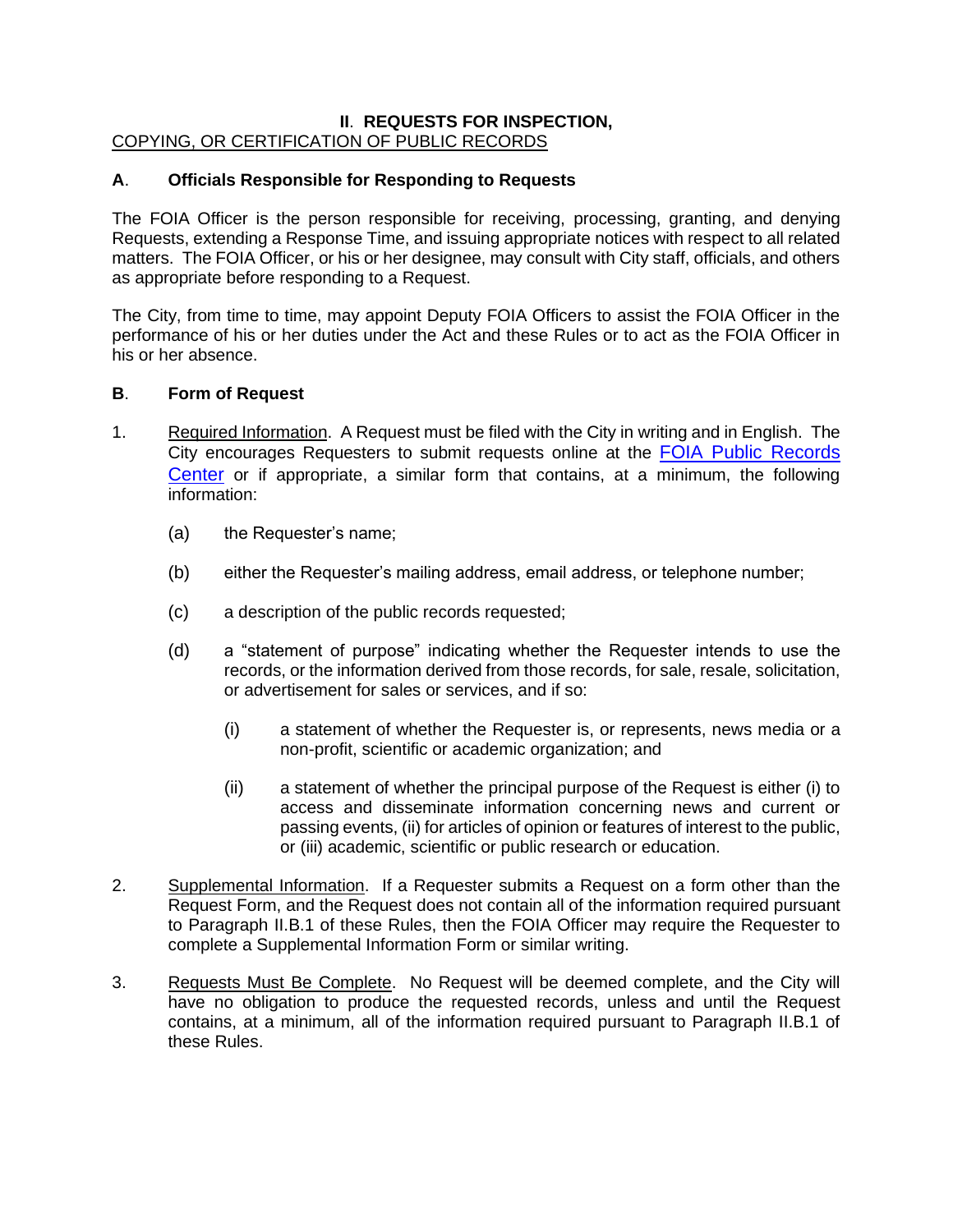## II. REQUESTS FOR INSPECTION, COPYING, OR CERTIFICATION OF PUBLIC RECORDS

### A. Officials Responsible for Responding to Requests

The FOIA Officer is the person responsible for receiving, processing, granting, and denying Requests, extending a Response Time, and issuing appropriate notices with respect to all related matters. The FOIA Officer, or his or her designee, may consult with City staff, officials, and others as appropriate before responding to a Request.

The City, from time to time, may appoint Deputy FOIA Officers to assist the FOIA Officer in the performance of his or her duties under the Act and these Rules or to act as the FOIA Officer in his or her absence.

### B. Form of Request

1. Required Information. A Request must be filed with the City in writing and in English. The City encourages Requesters to submit requests online at the [FOIA Public Records Center]() or if appropriate, a similar form that contains, at a minimum, the following information:

   (a) the Requester's name;

   (b) either the Requester's mailing address, email address, or telephone number;

   (c) a description of the public records requested;

   (d) a "statement of purpose" indicating whether the Requester intends to use the records, or the information derived from those records, for sale, resale, solicitation, or advertisement for sales or services, and if so:

      (i) a statement of whether the Requester is, or represents, news media or a non-profit, scientific or academic organization; and

      (ii) a statement of whether the principal purpose of the Request is either (i) to access and disseminate information concerning news and current or passing events, (ii) for articles of opinion or features of interest to the public, or (iii) academic, scientific or public research or education.

2. Supplemental Information. If a Requester submits a Request on a form other than the Request Form, and the Request does not contain all of the information required pursuant to Paragraph II.B.1 of these Rules, then the FOIA Officer may require the Requester to complete a Supplemental Information Form or similar writing.

3. Requests Must Be Complete. No Request will be deemed complete, and the City will have no obligation to produce the requested records, unless and until the Request contains, at a minimum, all of the information required pursuant to Paragraph II.B.1 of these Rules.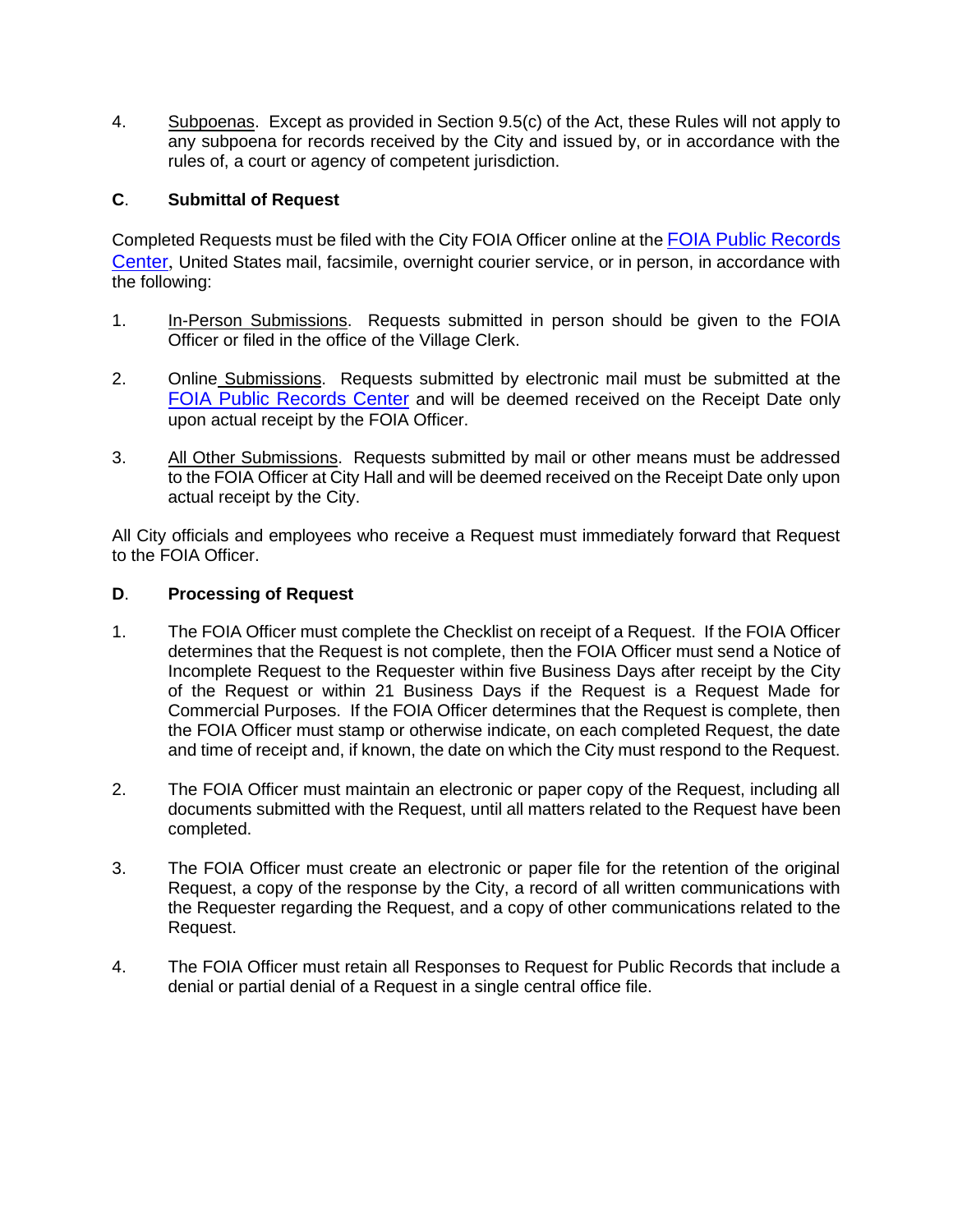4. <u>Subpoenas</u>. Except as provided in Section 9.5(c) of the Act, these Rules will not apply to any subpoena for records received by the City and issued by, or in accordance with the rules of, a court or agency of competent jurisdiction.

**C. Submittal of Request**

Completed Requests must be filed with the City FOIA Officer online at the [FOIA Public Records Center](), United States mail, facsimile, overnight courier service, or in person, in accordance with the following:

1. <u>In-Person Submissions</u>. Requests submitted in person should be given to the FOIA Officer or filed in the office of the Village Clerk.

2. <u>Online Submissions</u>. Requests submitted by electronic mail must be submitted at the [FOIA Public Records Center]() and will be deemed received on the Receipt Date only upon actual receipt by the FOIA Officer.

3. <u>All Other Submissions</u>. Requests submitted by mail or other means must be addressed to the FOIA Officer at City Hall and will be deemed received on the Receipt Date only upon actual receipt by the City.

All City officials and employees who receive a Request must immediately forward that Request to the FOIA Officer.

**D. Processing of Request**

1. The FOIA Officer must complete the Checklist on receipt of a Request. If the FOIA Officer determines that the Request is not complete, then the FOIA Officer must send a Notice of Incomplete Request to the Requester within five Business Days after receipt by the City of the Request or within 21 Business Days if the Request is a Request Made for Commercial Purposes. If the FOIA Officer determines that the Request is complete, then the FOIA Officer must stamp or otherwise indicate, on each completed Request, the date and time of receipt and, if known, the date on which the City must respond to the Request.

2. The FOIA Officer must maintain an electronic or paper copy of the Request, including all documents submitted with the Request, until all matters related to the Request have been completed.

3. The FOIA Officer must create an electronic or paper file for the retention of the original Request, a copy of the response by the City, a record of all written communications with the Requester regarding the Request, and a copy of other communications related to the Request.

4. The FOIA Officer must retain all Responses to Request for Public Records that include a denial or partial denial of a Request in a single central office file.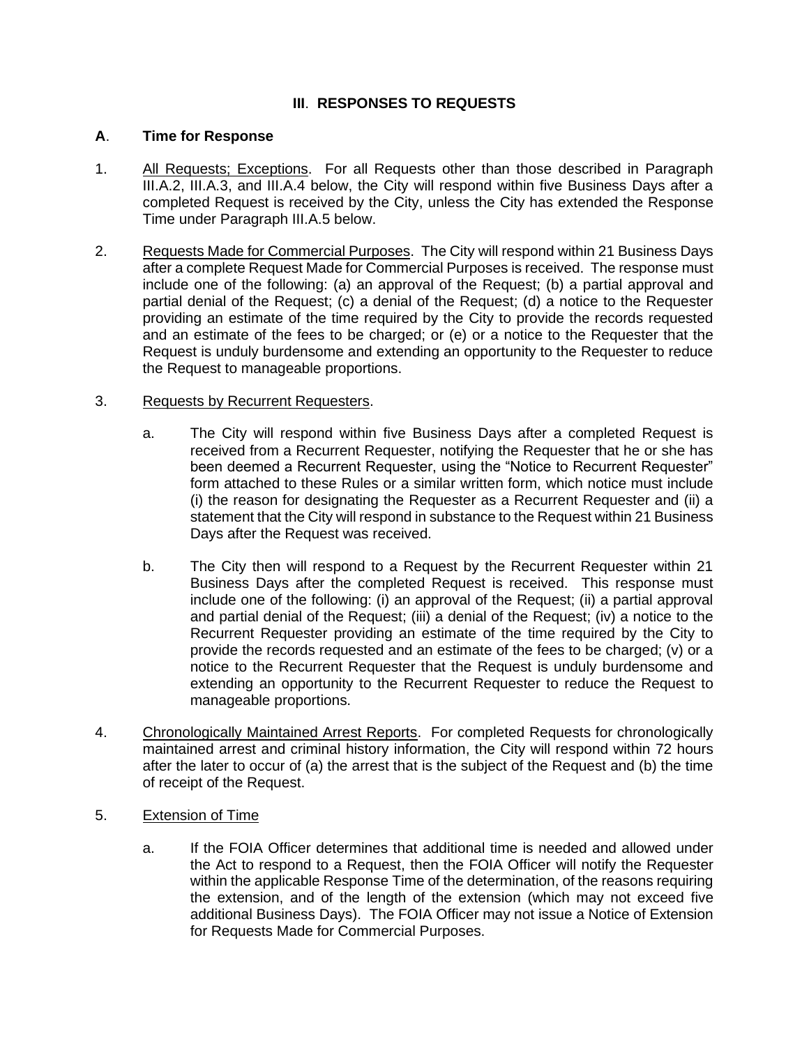## III. RESPONSES TO REQUESTS

### A. Time for Response

1. <u>All Requests; Exceptions</u>. For all Requests other than those described in Paragraph III.A.2, III.A.3, and III.A.4 below, the City will respond within five Business Days after a completed Request is received by the City, unless the City has extended the Response Time under Paragraph III.A.5 below.

2. <u>Requests Made for Commercial Purposes</u>. The City will respond within 21 Business Days after a complete Request Made for Commercial Purposes is received. The response must include one of the following: (a) an approval of the Request; (b) a partial approval and partial denial of the Request; (c) a denial of the Request; (d) a notice to the Requester providing an estimate of the time required by the City to provide the records requested and an estimate of the fees to be charged; or (e) or a notice to the Requester that the Request is unduly burdensome and extending an opportunity to the Requester to reduce the Request to manageable proportions.

3. <u>Requests by Recurrent Requesters</u>.

   a. The City will respond within five Business Days after a completed Request is received from a Recurrent Requester, notifying the Requester that he or she has been deemed a Recurrent Requester, using the "Notice to Recurrent Requester" form attached to these Rules or a similar written form, which notice must include (i) the reason for designating the Requester as a Recurrent Requester and (ii) a statement that the City will respond in substance to the Request within 21 Business Days after the Request was received.

   b. The City then will respond to a Request by the Recurrent Requester within 21 Business Days after the completed Request is received. This response must include one of the following: (i) an approval of the Request; (ii) a partial approval and partial denial of the Request; (iii) a denial of the Request; (iv) a notice to the Recurrent Requester providing an estimate of the time required by the City to provide the records requested and an estimate of the fees to be charged; (v) or a notice to the Recurrent Requester that the Request is unduly burdensome and extending an opportunity to the Recurrent Requester to reduce the Request to manageable proportions.

4. <u>Chronologically Maintained Arrest Reports</u>. For completed Requests for chronologically maintained arrest and criminal history information, the City will respond within 72 hours after the later to occur of (a) the arrest that is the subject of the Request and (b) the time of receipt of the Request.

5. <u>Extension of Time</u>

   a. If the FOIA Officer determines that additional time is needed and allowed under the Act to respond to a Request, then the FOIA Officer will notify the Requester within the applicable Response Time of the determination, of the reasons requiring the extension, and of the length of the extension (which may not exceed five additional Business Days). The FOIA Officer may not issue a Notice of Extension for Requests Made for Commercial Purposes.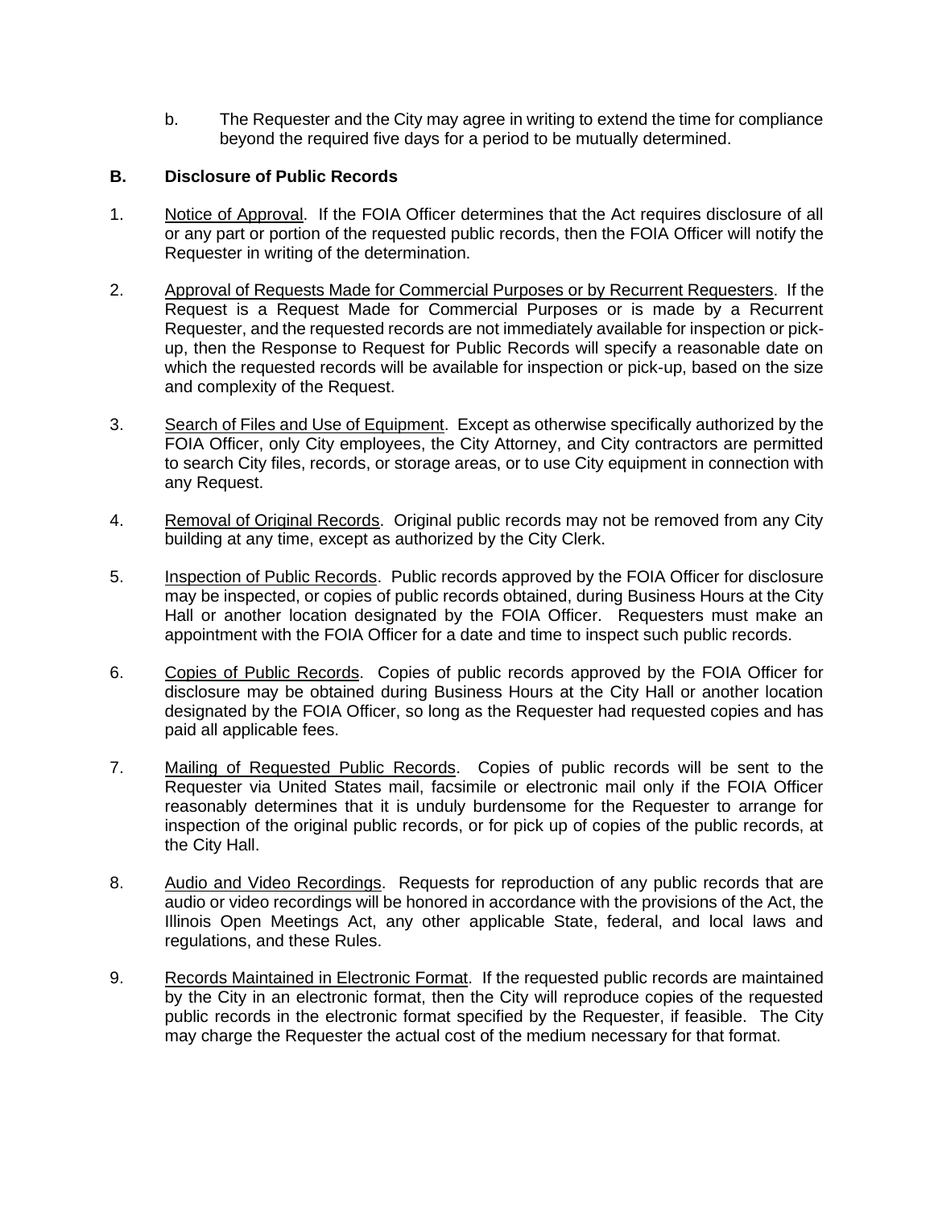b. The Requester and the City may agree in writing to extend the time for compliance beyond the required five days for a period to be mutually determined.

**B. Disclosure of Public Records**

1. Notice of Approval. If the FOIA Officer determines that the Act requires disclosure of all or any part or portion of the requested public records, then the FOIA Officer will notify the Requester in writing of the determination.

2. Approval of Requests Made for Commercial Purposes or by Recurrent Requesters. If the Request is a Request Made for Commercial Purposes or is made by a Recurrent Requester, and the requested records are not immediately available for inspection or pick-up, then the Response to Request for Public Records will specify a reasonable date on which the requested records will be available for inspection or pick-up, based on the size and complexity of the Request.

3. Search of Files and Use of Equipment. Except as otherwise specifically authorized by the FOIA Officer, only City employees, the City Attorney, and City contractors are permitted to search City files, records, or storage areas, or to use City equipment in connection with any Request.

4. Removal of Original Records. Original public records may not be removed from any City building at any time, except as authorized by the City Clerk.

5. Inspection of Public Records. Public records approved by the FOIA Officer for disclosure may be inspected, or copies of public records obtained, during Business Hours at the City Hall or another location designated by the FOIA Officer. Requesters must make an appointment with the FOIA Officer for a date and time to inspect such public records.

6. Copies of Public Records. Copies of public records approved by the FOIA Officer for disclosure may be obtained during Business Hours at the City Hall or another location designated by the FOIA Officer, so long as the Requester had requested copies and has paid all applicable fees.

7. Mailing of Requested Public Records. Copies of public records will be sent to the Requester via United States mail, facsimile or electronic mail only if the FOIA Officer reasonably determines that it is unduly burdensome for the Requester to arrange for inspection of the original public records, or for pick up of copies of the public records, at the City Hall.

8. Audio and Video Recordings. Requests for reproduction of any public records that are audio or video recordings will be honored in accordance with the provisions of the Act, the Illinois Open Meetings Act, any other applicable State, federal, and local laws and regulations, and these Rules.

9. Records Maintained in Electronic Format. If the requested public records are maintained by the City in an electronic format, then the City will reproduce copies of the requested public records in the electronic format specified by the Requester, if feasible. The City may charge the Requester the actual cost of the medium necessary for that format.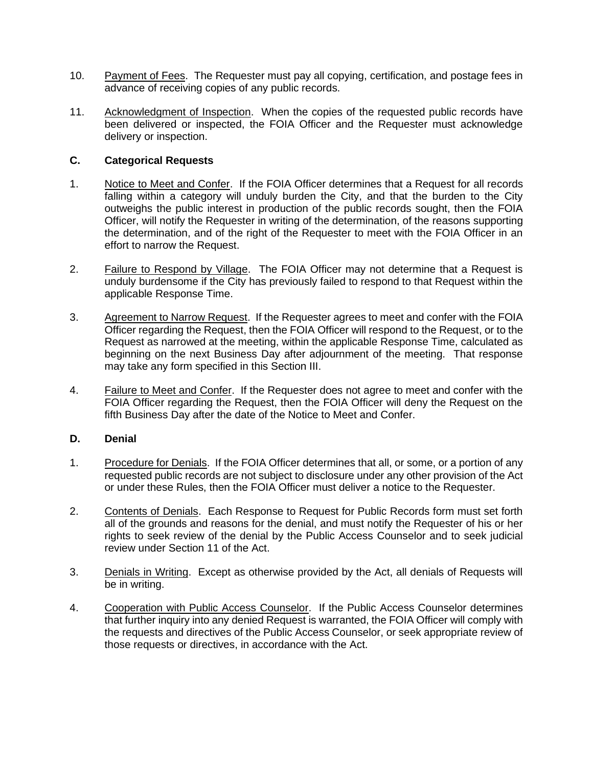10. Payment of Fees. The Requester must pay all copying, certification, and postage fees in advance of receiving copies of any public records.

11. Acknowledgment of Inspection. When the copies of the requested public records have been delivered or inspected, the FOIA Officer and the Requester must acknowledge delivery or inspection.

### C. Categorical Requests

1. Notice to Meet and Confer. If the FOIA Officer determines that a Request for all records falling within a category will unduly burden the City, and that the burden to the City outweighs the public interest in production of the public records sought, then the FOIA Officer, will notify the Requester in writing of the determination, of the reasons supporting the determination, and of the right of the Requester to meet with the FOIA Officer in an effort to narrow the Request.

2. Failure to Respond by Village. The FOIA Officer may not determine that a Request is unduly burdensome if the City has previously failed to respond to that Request within the applicable Response Time.

3. Agreement to Narrow Request. If the Requester agrees to meet and confer with the FOIA Officer regarding the Request, then the FOIA Officer will respond to the Request, or to the Request as narrowed at the meeting, within the applicable Response Time, calculated as beginning on the next Business Day after adjournment of the meeting. That response may take any form specified in this Section III.

4. Failure to Meet and Confer. If the Requester does not agree to meet and confer with the FOIA Officer regarding the Request, then the FOIA Officer will deny the Request on the fifth Business Day after the date of the Notice to Meet and Confer.

### D. Denial

1. Procedure for Denials. If the FOIA Officer determines that all, or some, or a portion of any requested public records are not subject to disclosure under any other provision of the Act or under these Rules, then the FOIA Officer must deliver a notice to the Requester.

2. Contents of Denials. Each Response to Request for Public Records form must set forth all of the grounds and reasons for the denial, and must notify the Requester of his or her rights to seek review of the denial by the Public Access Counselor and to seek judicial review under Section 11 of the Act.

3. Denials in Writing. Except as otherwise provided by the Act, all denials of Requests will be in writing.

4. Cooperation with Public Access Counselor. If the Public Access Counselor determines that further inquiry into any denied Request is warranted, the FOIA Officer will comply with the requests and directives of the Public Access Counselor, or seek appropriate review of those requests or directives, in accordance with the Act.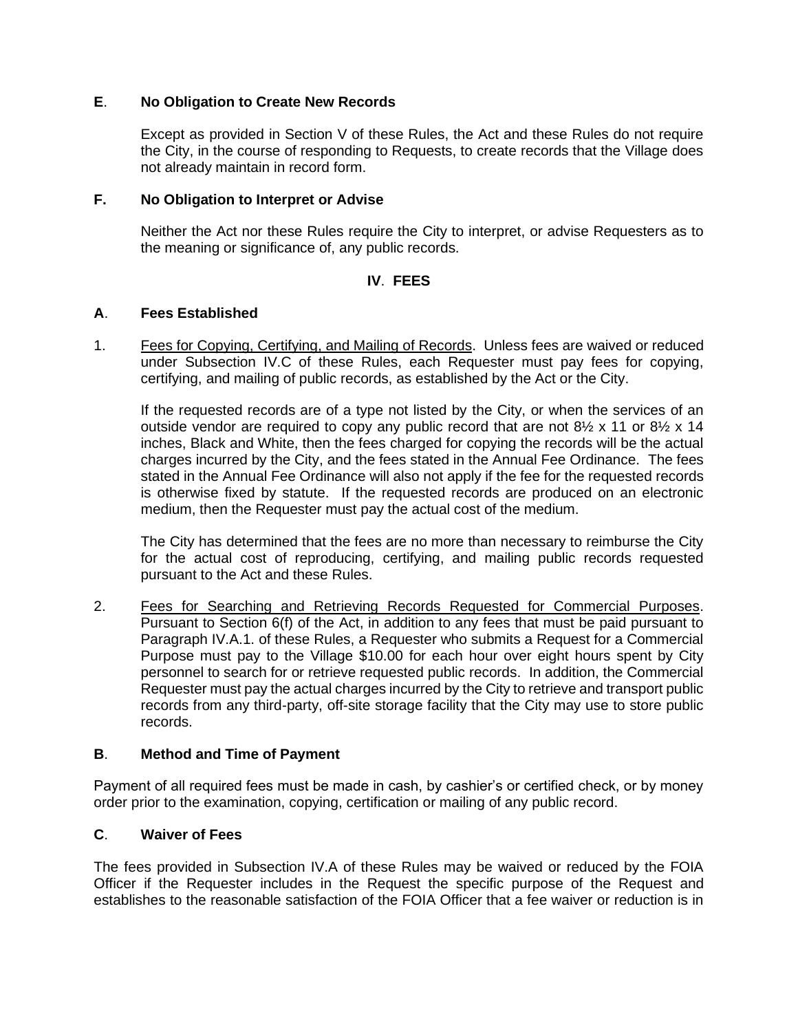**E**. **No Obligation to Create New Records**

Except as provided in Section V of these Rules, the Act and these Rules do not require the City, in the course of responding to Requests, to create records that the Village does not already maintain in record form.

**F.** **No Obligation to Interpret or Advise**

Neither the Act nor these Rules require the City to interpret, or advise Requesters as to the meaning or significance of, any public records.

## **IV**. **FEES**

**A**. **Fees Established**

1. Fees for Copying, Certifying, and Mailing of Records. Unless fees are waived or reduced under Subsection IV.C of these Rules, each Requester must pay fees for copying, certifying, and mailing of public records, as established by the Act or the City.

   If the requested records are of a type not listed by the City, or when the services of an outside vendor are required to copy any public record that are not 8½ x 11 or 8½ x 14 inches, Black and White, then the fees charged for copying the records will be the actual charges incurred by the City, and the fees stated in the Annual Fee Ordinance. The fees stated in the Annual Fee Ordinance will also not apply if the fee for the requested records is otherwise fixed by statute. If the requested records are produced on an electronic medium, then the Requester must pay the actual cost of the medium.

   The City has determined that the fees are no more than necessary to reimburse the City for the actual cost of reproducing, certifying, and mailing public records requested pursuant to the Act and these Rules.

2. Fees for Searching and Retrieving Records Requested for Commercial Purposes. Pursuant to Section 6(f) of the Act, in addition to any fees that must be paid pursuant to Paragraph IV.A.1. of these Rules, a Requester who submits a Request for a Commercial Purpose must pay to the Village $10.00 for each hour over eight hours spent by City personnel to search for or retrieve requested public records. In addition, the Commercial Requester must pay the actual charges incurred by the City to retrieve and transport public records from any third-party, off-site storage facility that the City may use to store public records.

**B**. **Method and Time of Payment**

Payment of all required fees must be made in cash, by cashier's or certified check, or by money order prior to the examination, copying, certification or mailing of any public record.

**C**. **Waiver of Fees**

The fees provided in Subsection IV.A of these Rules may be waived or reduced by the FOIA Officer if the Requester includes in the Request the specific purpose of the Request and establishes to the reasonable satisfaction of the FOIA Officer that a fee waiver or reduction is in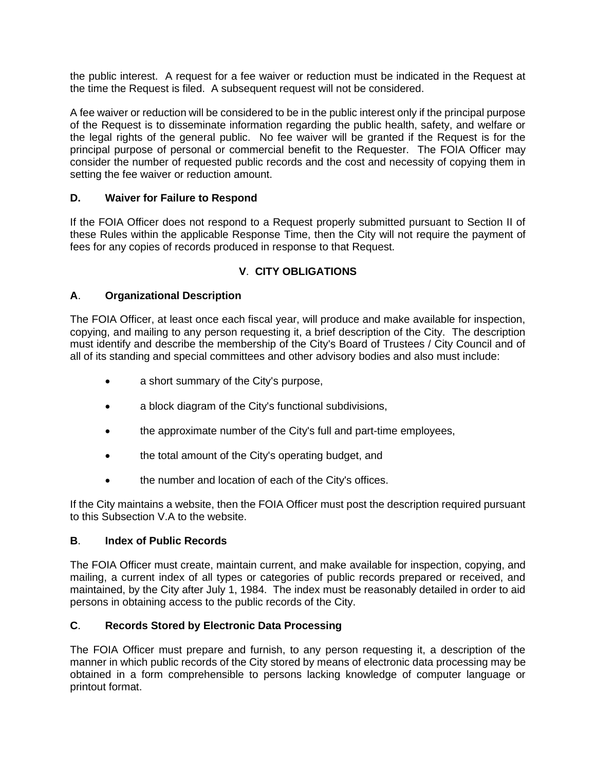the public interest. A request for a fee waiver or reduction must be indicated in the Request at the time the Request is filed. A subsequent request will not be considered.

A fee waiver or reduction will be considered to be in the public interest only if the principal purpose of the Request is to disseminate information regarding the public health, safety, and welfare or the legal rights of the general public. No fee waiver will be granted if the Request is for the principal purpose of personal or commercial benefit to the Requester. The FOIA Officer may consider the number of requested public records and the cost and necessity of copying them in setting the fee waiver or reduction amount.

### D. Waiver for Failure to Respond

If the FOIA Officer does not respond to a Request properly submitted pursuant to Section II of these Rules within the applicable Response Time, then the City will not require the payment of fees for any copies of records produced in response to that Request.

## V. CITY OBLIGATIONS

### A. Organizational Description

The FOIA Officer, at least once each fiscal year, will produce and make available for inspection, copying, and mailing to any person requesting it, a brief description of the City. The description must identify and describe the membership of the City's Board of Trustees / City Council and of all of its standing and special committees and other advisory bodies and also must include:

- a short summary of the City's purpose,
- a block diagram of the City's functional subdivisions,
- the approximate number of the City's full and part-time employees,
- the total amount of the City's operating budget, and
- the number and location of each of the City's offices.

If the City maintains a website, then the FOIA Officer must post the description required pursuant to this Subsection V.A to the website.

### B. Index of Public Records

The FOIA Officer must create, maintain current, and make available for inspection, copying, and mailing, a current index of all types or categories of public records prepared or received, and maintained, by the City after July 1, 1984. The index must be reasonably detailed in order to aid persons in obtaining access to the public records of the City.

### C. Records Stored by Electronic Data Processing

The FOIA Officer must prepare and furnish, to any person requesting it, a description of the manner in which public records of the City stored by means of electronic data processing may be obtained in a form comprehensible to persons lacking knowledge of computer language or printout format.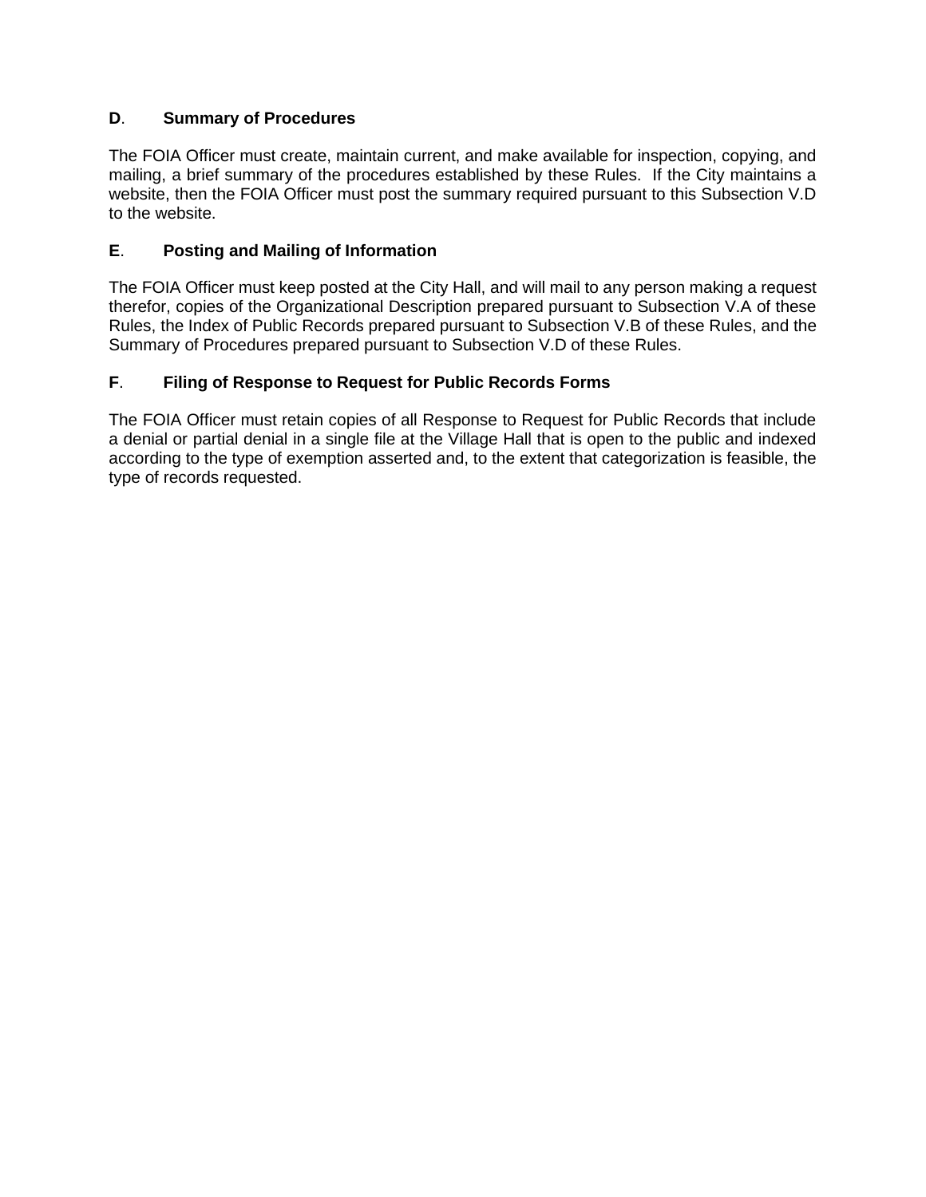### **D**. Summary of Procedures

The FOIA Officer must create, maintain current, and make available for inspection, copying, and mailing, a brief summary of the procedures established by these Rules. If the City maintains a website, then the FOIA Officer must post the summary required pursuant to this Subsection V.D to the website.

### **E**. Posting and Mailing of Information

The FOIA Officer must keep posted at the City Hall, and will mail to any person making a request therefor, copies of the Organizational Description prepared pursuant to Subsection V.A of these Rules, the Index of Public Records prepared pursuant to Subsection V.B of these Rules, and the Summary of Procedures prepared pursuant to Subsection V.D of these Rules.

### **F**. Filing of Response to Request for Public Records Forms

The FOIA Officer must retain copies of all Response to Request for Public Records that include a denial or partial denial in a single file at the Village Hall that is open to the public and indexed according to the type of exemption asserted and, to the extent that categorization is feasible, the type of records requested.